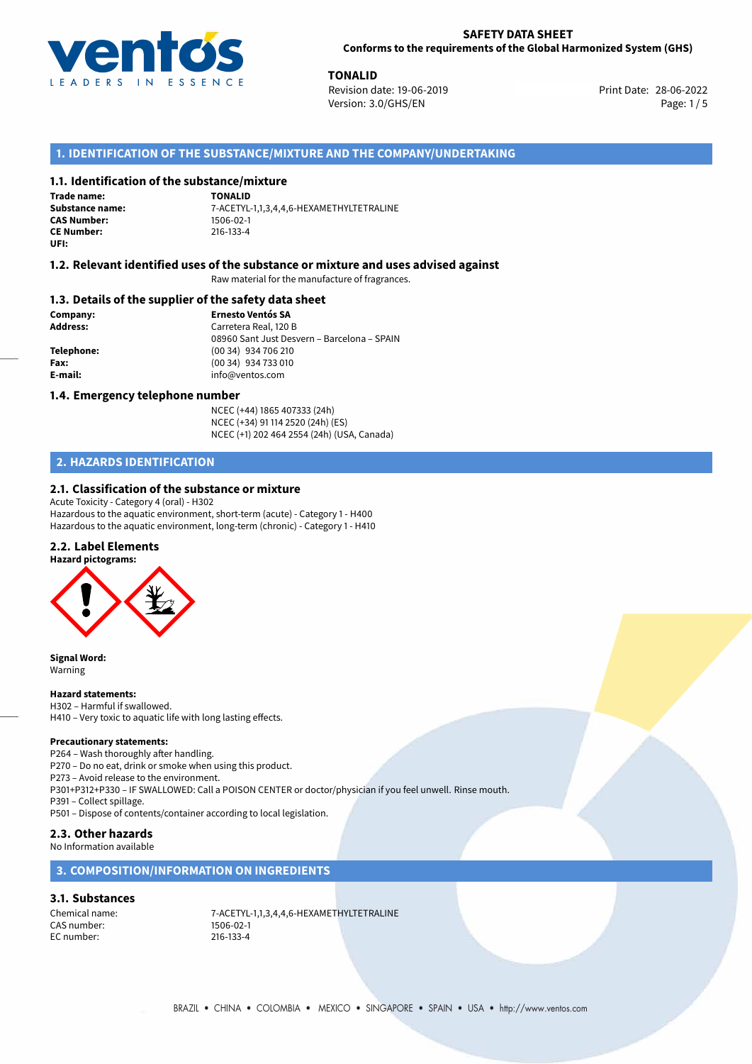**SAFETY DATA SHEET**
**Conforms to the requirements of the Global Harmonized System (GHS)**

**TONALID**
Revision date: 19-06-2019
Version: 3.0/GHS/EN

Print Date: 28-06-2022

## 1. IDENTIFICATION OF THE SUBSTANCE/MIXTURE AND THE COMPANY/UNDERTAKING

### 1.1. Identification of the substance/mixture

**Trade name:** TONALID
**Substance name:** 7-ACETYL-1,1,3,4,4,6-HEXAMETHYLTETRALINE
**CAS Number:** 1506-02-1
**CE Number:** 216-133-4
**UFI:**

### 1.2. Relevant identified uses of the substance or mixture and uses advised against

Raw material for the manufacture of fragrances.

### 1.3. Details of the supplier of the safety data sheet

**Company:** Ernesto Ventós SA
**Address:** Carretera Real, 120 B
08960 Sant Just Desvern – Barcelona – SPAIN
**Telephone:** (00 34) 934 706 210
**Fax:** (00 34) 934 733 010
**E-mail:** info@ventos.com

### 1.4. Emergency telephone number

NCEC (+44) 1865 407333 (24h)
NCEC (+34) 91 114 2520 (24h) (ES)
NCEC (+1) 202 464 2554 (24h) (USA, Canada)

## 2. HAZARDS IDENTIFICATION

### 2.1. Classification of the substance or mixture

Acute Toxicity - Category 4 (oral) - H302
Hazardous to the aquatic environment, short-term (acute) - Category 1 - H400
Hazardous to the aquatic environment, long-term (chronic) - Category 1 - H410

### 2.2. Label Elements

**Hazard pictograms:**

**Signal Word:**
Warning

**Hazard statements:**
H302 – Harmful if swallowed.
H410 – Very toxic to aquatic life with long lasting effects.

**Precautionary statements:**
P264 – Wash thoroughly after handling.
P270 – Do no eat, drink or smoke when using this product.
P273 – Avoid release to the environment.
P301+P312+P330 – IF SWALLOWED: Call a POISON CENTER or doctor/physician if you feel unwell. Rinse mouth.
P391 – Collect spillage.
P501 – Dispose of contents/container according to local legislation.

### 2.3. Other hazards

No Information available

## 3. COMPOSITION/INFORMATION ON INGREDIENTS

### 3.1. Substances

Chemical name: 7-ACETYL-1,1,3,4,4,6-HEXAMETHYLTETRALINE
CAS number: 1506-02-1
EC number: 216-133-4

BRAZIL • CHINA • COLOMBIA • MEXICO • SINGAPORE • SPAIN • USA • http://www.ventos.com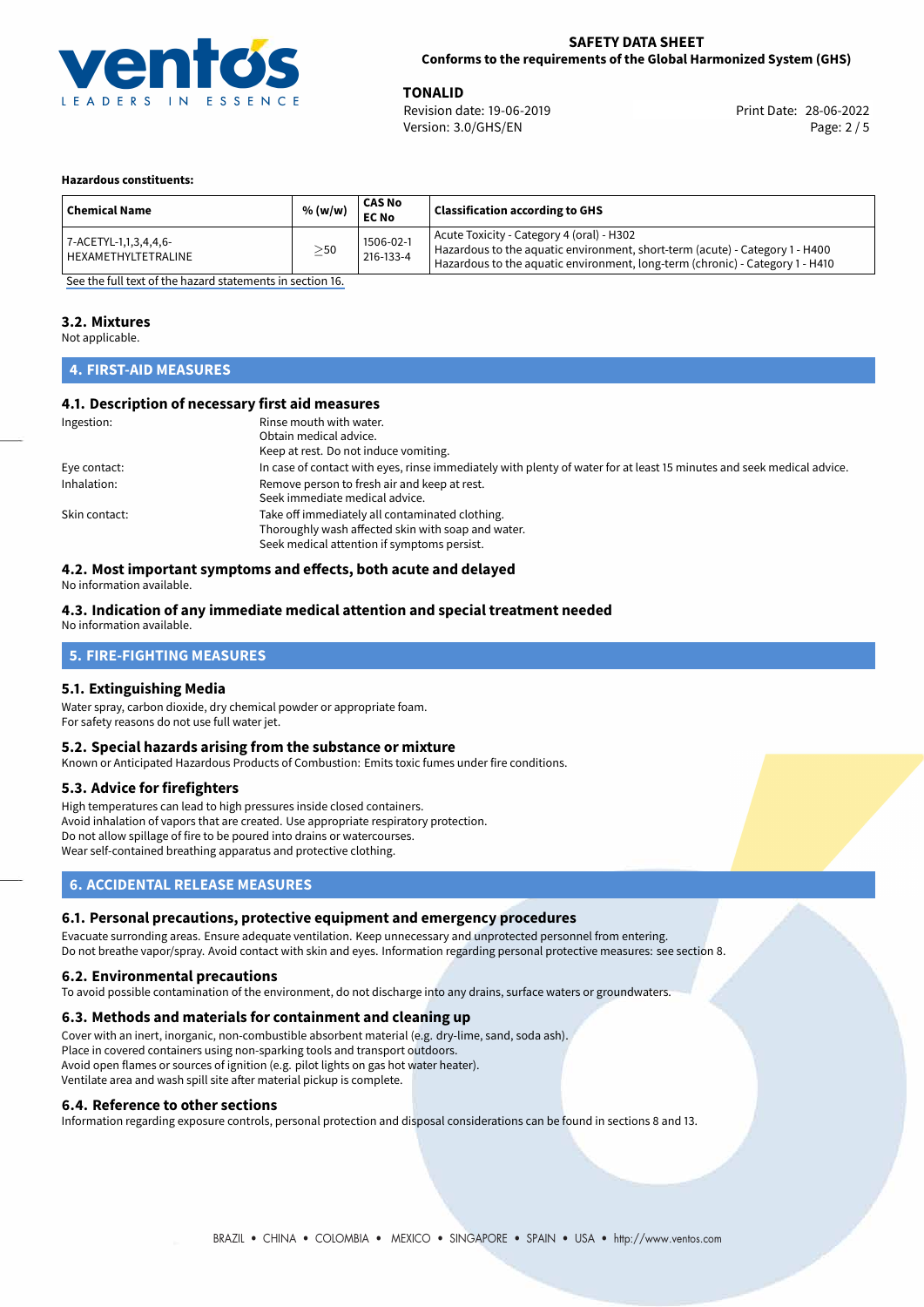**Hazardous constituents:**

| Chemical Name | % (w/w) | CAS No<br>EC No | Classification according to GHS |
|---|---|---|---|
| 7-ACETYL-1,1,3,4,4,6-HEXAMETHYLTETRALINE | ≥50 | 1506-02-1<br>216-133-4 | Acute Toxicity - Category 4 (oral) - H302<br>Hazardous to the aquatic environment, short-term (acute) - Category 1 - H400<br>Hazardous to the aquatic environment, long-term (chronic) - Category 1 - H410 |

See the full text of the hazard statements in section 16.

### 3.2. Mixtures

Not applicable.

## 4. FIRST-AID MEASURES

### 4.1. Description of necessary first aid measures

Ingestion:
Rinse mouth with water.
Obtain medical advice.
Keep at rest. Do not induce vomiting.

Eye contact:
In case of contact with eyes, rinse immediately with plenty of water for at least 15 minutes and seek medical advice.

Inhalation:
Remove person to fresh air and keep at rest.
Seek immediate medical advice.

Skin contact:
Take off immediately all contaminated clothing.
Thoroughly wash affected skin with soap and water.
Seek medical attention if symptoms persist.

### 4.2. Most important symptoms and effects, both acute and delayed

No information available.

### 4.3. Indication of any immediate medical attention and special treatment needed

No information available.

## 5. FIRE-FIGHTING MEASURES

### 5.1. Extinguishing Media

Water spray, carbon dioxide, dry chemical powder or appropriate foam.
For safety reasons do not use full water jet.

### 5.2. Special hazards arising from the substance or mixture

Known or Anticipated Hazardous Products of Combustion: Emits toxic fumes under fire conditions.

### 5.3. Advice for firefighters

High temperatures can lead to high pressures inside closed containers.
Avoid inhalation of vapors that are created. Use appropriate respiratory protection.
Do not allow spillage of fire to be poured into drains or watercourses.
Wear self-contained breathing apparatus and protective clothing.

## 6. ACCIDENTAL RELEASE MEASURES

### 6.1. Personal precautions, protective equipment and emergency procedures

Evacuate surrounding areas. Ensure adequate ventilation. Keep unnecessary and unprotected personnel from entering.
Do not breathe vapor/spray. Avoid contact with skin and eyes. Information regarding personal protective measures: see section 8.

### 6.2. Environmental precautions

To avoid possible contamination of the environment, do not discharge into any drains, surface waters or groundwaters.

### 6.3. Methods and materials for containment and cleaning up

Cover with an inert, inorganic, non-combustible absorbent material (e.g. dry-lime, sand, soda ash).
Place in covered containers using non-sparking tools and transport outdoors.
Avoid open flames or sources of ignition (e.g. pilot lights on gas hot water heater).
Ventilate area and wash spill site after material pickup is complete.

### 6.4. Reference to other sections

Information regarding exposure controls, personal protection and disposal considerations can be found in sections 8 and 13.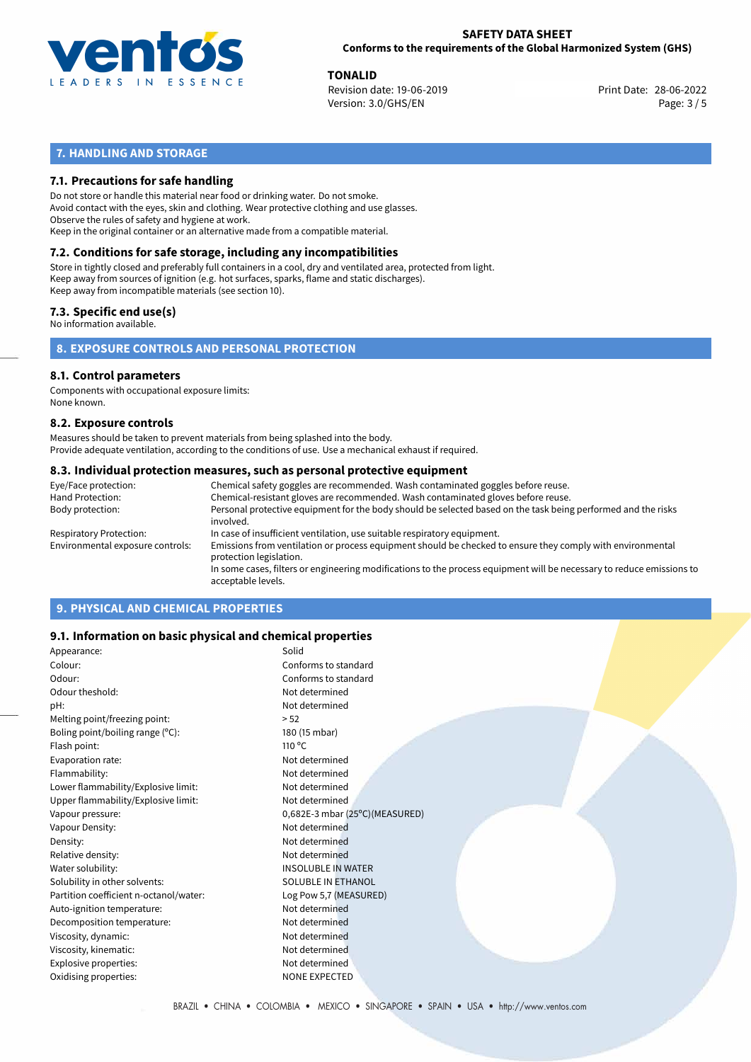## 7. HANDLING AND STORAGE

### 7.1. Precautions for safe handling

Do not store or handle this material near food or drinking water. Do not smoke.
Avoid contact with the eyes, skin and clothing. Wear protective clothing and use glasses.
Observe the rules of safety and hygiene at work.
Keep in the original container or an alternative made from a compatible material.

### 7.2. Conditions for safe storage, including any incompatibilities

Store in tightly closed and preferably full containers in a cool, dry and ventilated area, protected from light.
Keep away from sources of ignition (e.g. hot surfaces, sparks, flame and static discharges).
Keep away from incompatible materials (see section 10).

### 7.3. Specific end use(s)

No information available.

## 8. EXPOSURE CONTROLS AND PERSONAL PROTECTION

### 8.1. Control parameters

Components with occupational exposure limits:
None known.

### 8.2. Exposure controls

Measures should be taken to prevent materials from being splashed into the body.
Provide adequate ventilation, according to the conditions of use. Use a mechanical exhaust if required.

### 8.3. Individual protection measures, such as personal protective equipment

| | |
|---|---|
| Eye/Face protection: | Chemical safety goggles are recommended. Wash contaminated goggles before reuse. |
| Hand Protection: | Chemical-resistant gloves are recommended. Wash contaminated gloves before reuse. |
| Body protection: | Personal protective equipment for the body should be selected based on the task being performed and the risks involved. |
| Respiratory Protection: | In case of insufficient ventilation, use suitable respiratory equipment. |
| Environmental exposure controls: | Emissions from ventilation or process equipment should be checked to ensure they comply with environmental protection legislation. In some cases, filters or engineering modifications to the process equipment will be necessary to reduce emissions to acceptable levels. |

## 9. PHYSICAL AND CHEMICAL PROPERTIES

### 9.1. Information on basic physical and chemical properties

| | |
|---|---|
| Appearance: | Solid |
| Colour: | Conforms to standard |
| Odour: | Conforms to standard |
| Odour theshold: | Not determined |
| pH: | Not determined |
| Melting point/freezing point: | > 52 |
| Boling point/boiling range (°C): | 180 (15 mbar) |
| Flash point: | 110 °C |
| Evaporation rate: | Not determined |
| Flammability: | Not determined |
| Lower flammability/Explosive limit: | Not determined |
| Upper flammability/Explosive limit: | Not determined |
| Vapour pressure: | 0,682E-3 mbar (25°C)(MEASURED) |
| Vapour Density: | Not determined |
| Density: | Not determined |
| Relative density: | Not determined |
| Water solubility: | INSOLUBLE IN WATER |
| Solubility in other solvents: | SOLUBLE IN ETHANOL |
| Partition coefficient n-octanol/water: | Log Pow 5,7 (MEASURED) |
| Auto-ignition temperature: | Not determined |
| Decomposition temperature: | Not determined |
| Viscosity, dynamic: | Not determined |
| Viscosity, kinematic: | Not determined |
| Explosive properties: | Not determined |
| Oxidising properties: | NONE EXPECTED |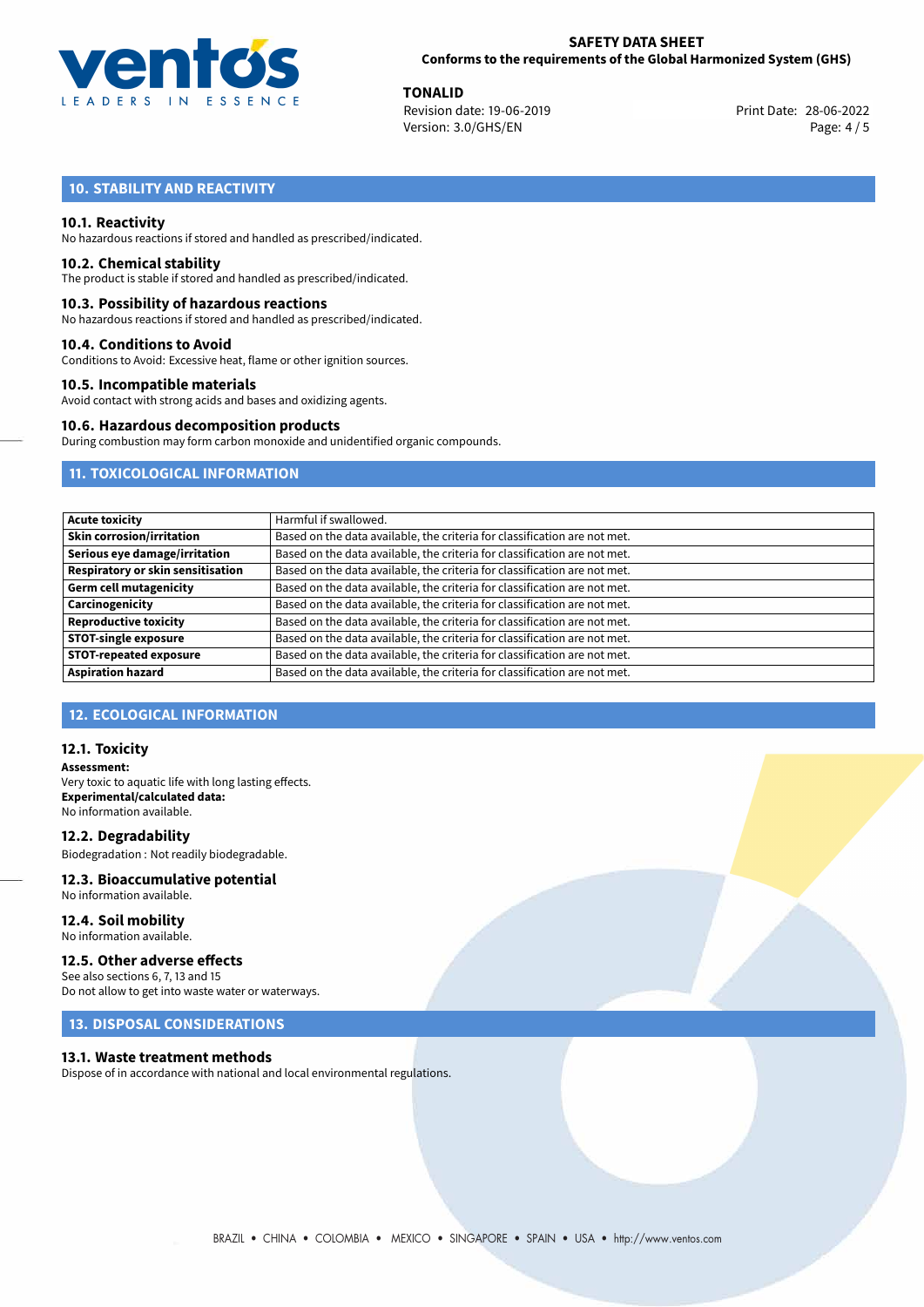## 10. STABILITY AND REACTIVITY

### 10.1. Reactivity
No hazardous reactions if stored and handled as prescribed/indicated.

### 10.2. Chemical stability
The product is stable if stored and handled as prescribed/indicated.

### 10.3. Possibility of hazardous reactions
No hazardous reactions if stored and handled as prescribed/indicated.

### 10.4. Conditions to Avoid
Conditions to Avoid: Excessive heat, flame or other ignition sources.

### 10.5. Incompatible materials
Avoid contact with strong acids and bases and oxidizing agents.

### 10.6. Hazardous decomposition products
During combustion may form carbon monoxide and unidentified organic compounds.

## 11. TOXICOLOGICAL INFORMATION

| | |
|---|---|
| **Acute toxicity** | Harmful if swallowed. |
| **Skin corrosion/irritation** | Based on the data available, the criteria for classification are not met. |
| **Serious eye damage/irritation** | Based on the data available, the criteria for classification are not met. |
| **Respiratory or skin sensitisation** | Based on the data available, the criteria for classification are not met. |
| **Germ cell mutagenicity** | Based on the data available, the criteria for classification are not met. |
| **Carcinogenicity** | Based on the data available, the criteria for classification are not met. |
| **Reproductive toxicity** | Based on the data available, the criteria for classification are not met. |
| **STOT-single exposure** | Based on the data available, the criteria for classification are not met. |
| **STOT-repeated exposure** | Based on the data available, the criteria for classification are not met. |
| **Aspiration hazard** | Based on the data available, the criteria for classification are not met. |

## 12. ECOLOGICAL INFORMATION

### 12.1. Toxicity
**Assessment:**
Very toxic to aquatic life with long lasting effects.
**Experimental/calculated data:**
No information available.

### 12.2. Degradability
Biodegradation : Not readily biodegradable.

### 12.3. Bioaccumulative potential
No information available.

### 12.4. Soil mobility
No information available.

### 12.5. Other adverse effects
See also sections 6, 7, 13 and 15
Do not allow to get into waste water or waterways.

## 13. DISPOSAL CONSIDERATIONS

### 13.1. Waste treatment methods
Dispose of in accordance with national and local environmental regulations.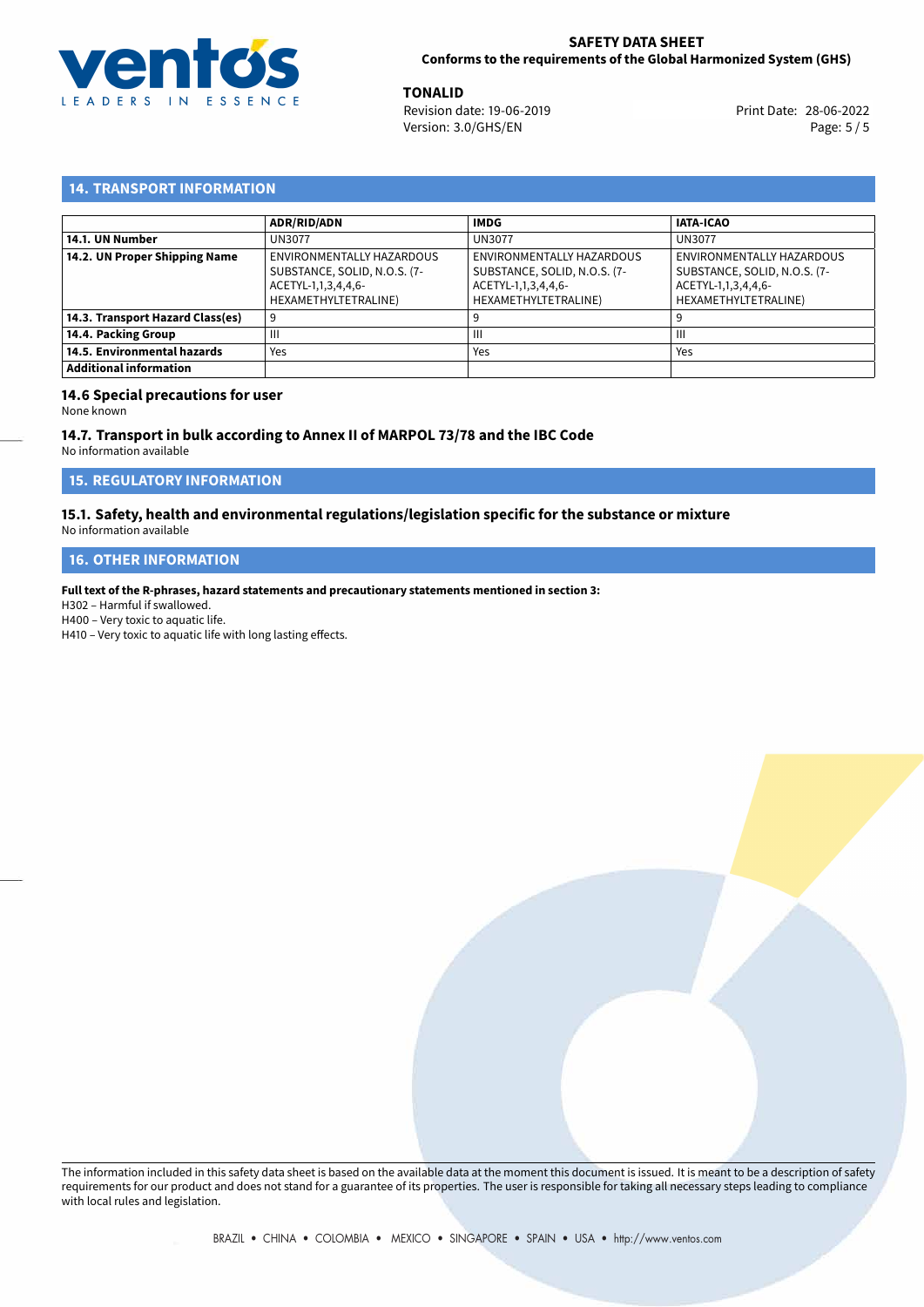## 14. TRANSPORT INFORMATION

| | ADR/RID/ADN | IMDG | IATA-ICAO |
|---|---|---|---|
| **14.1. UN Number** | UN3077 | UN3077 | UN3077 |
| **14.2. UN Proper Shipping Name** | ENVIRONMENTALLY HAZARDOUS SUBSTANCE, SOLID, N.O.S. (7-ACETYL-1,1,3,4,4,6-HEXAMETHYLTETRALINE) | ENVIRONMENTALLY HAZARDOUS SUBSTANCE, SOLID, N.O.S. (7-ACETYL-1,1,3,4,4,6-HEXAMETHYLTETRALINE) | ENVIRONMENTALLY HAZARDOUS SUBSTANCE, SOLID, N.O.S. (7-ACETYL-1,1,3,4,4,6-HEXAMETHYLTETRALINE) |
| **14.3. Transport Hazard Class(es)** | 9 | 9 | 9 |
| **14.4. Packing Group** | III | III | III |
| **14.5. Environmental hazards** | Yes | Yes | Yes |
| **Additional information** | | | |

### 14.6 Special precautions for user

None known

### 14.7. Transport in bulk according to Annex II of MARPOL 73/78 and the IBC Code

No information available

## 15. REGULATORY INFORMATION

### 15.1. Safety, health and environmental regulations/legislation specific for the substance or mixture

No information available

## 16. OTHER INFORMATION

**Full text of the R-phrases, hazard statements and precautionary statements mentioned in section 3:**

H302 – Harmful if swallowed.
H400 – Very toxic to aquatic life.
H410 – Very toxic to aquatic life with long lasting effects.

The information included in this safety data sheet is based on the available data at the moment this document is issued. It is meant to be a description of safety requirements for our product and does not stand for a guarantee of its properties. The user is responsible for taking all necessary steps leading to compliance with local rules and legislation.